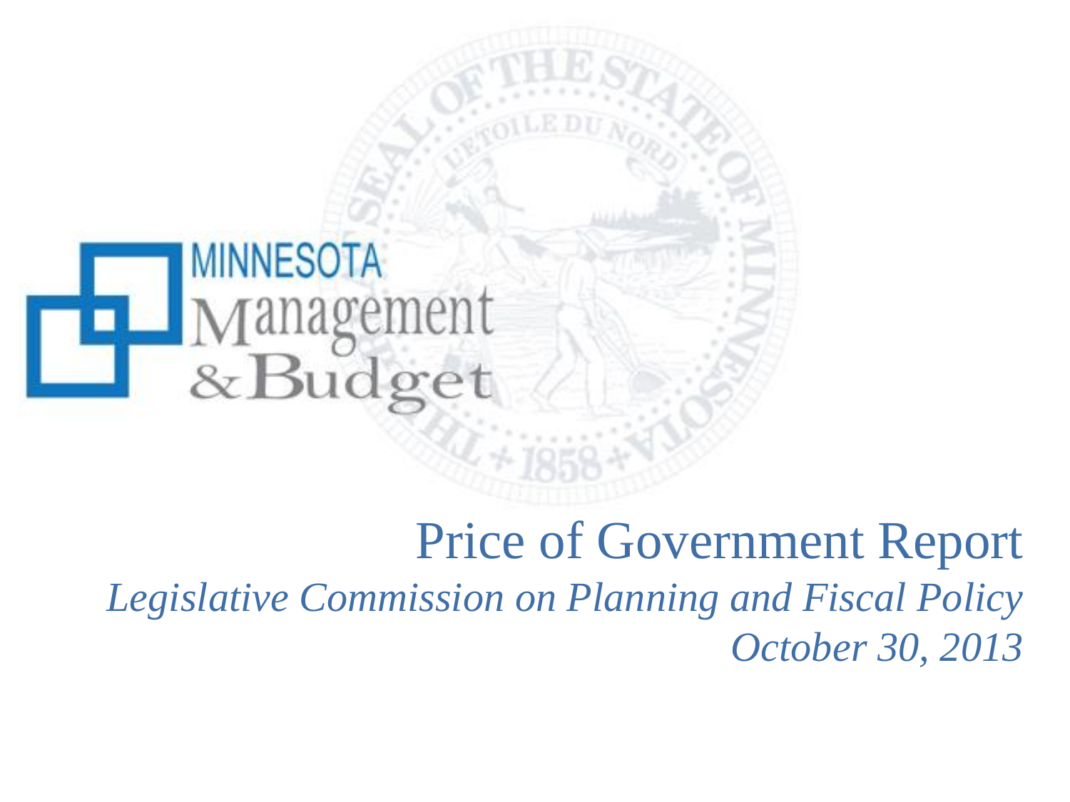MINNESOTA Management & Budget

# Price of Government Report

*Legislative Commission on Planning and Fiscal Policy*

*October 30, 2013*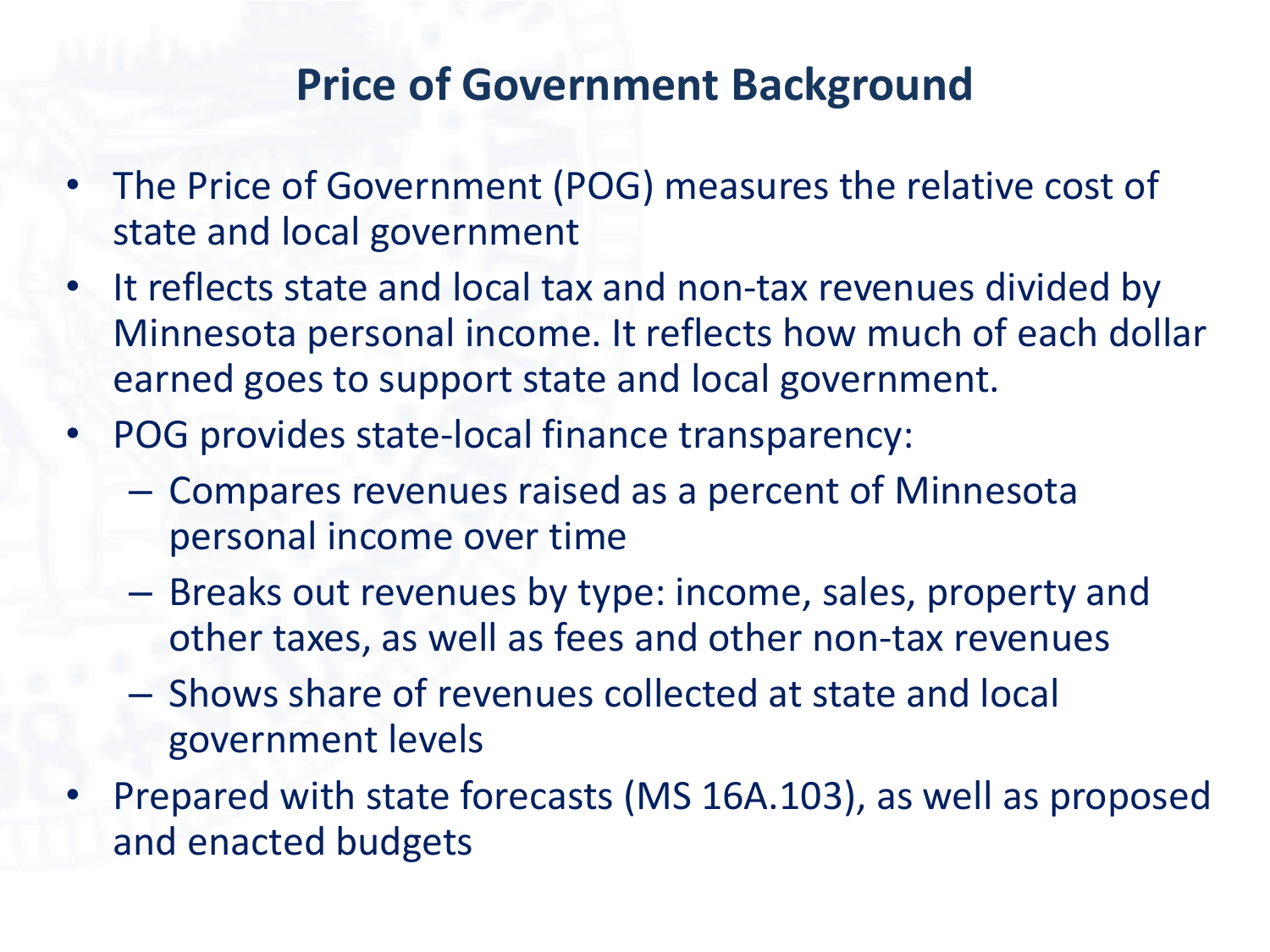# Price of Government Background

- The Price of Government (POG) measures the relative cost of state and local government
- It reflects state and local tax and non-tax revenues divided by Minnesota personal income. It reflects how much of each dollar earned goes to support state and local government.
- POG provides state-local finance transparency:
  - Compares revenues raised as a percent of Minnesota personal income over time
  - Breaks out revenues by type: income, sales, property and other taxes, as well as fees and other non-tax revenues
  - Shows share of revenues collected at state and local government levels
- Prepared with state forecasts (MS 16A.103), as well as proposed and enacted budgets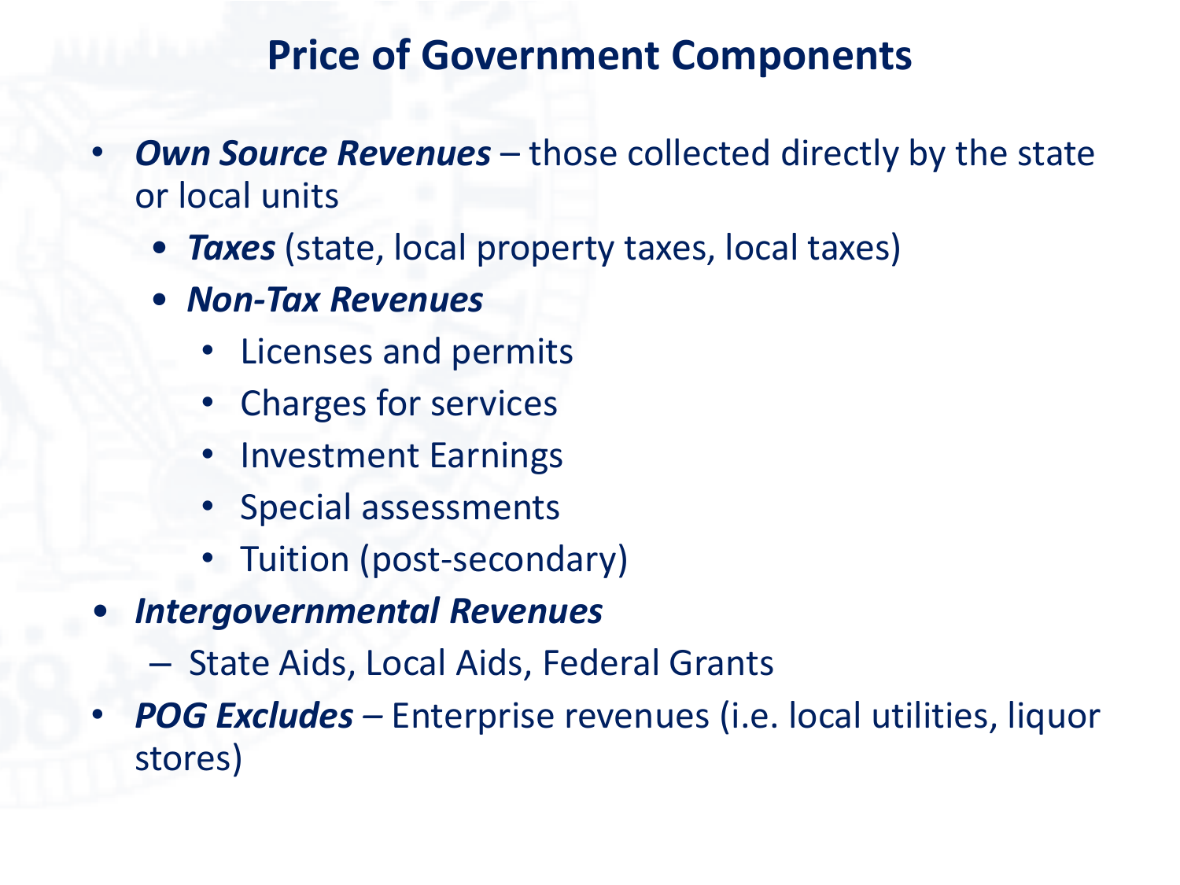# Price of Government Components

- ***Own Source Revenues*** – those collected directly by the state or local units
  - ***Taxes*** (state, local property taxes, local taxes)
  - ***Non-Tax Revenues***
    - Licenses and permits
    - Charges for services
    - Investment Earnings
    - Special assessments
    - Tuition (post-secondary)
- ***Intergovernmental Revenues***
  - State Aids, Local Aids, Federal Grants
- ***POG Excludes*** – Enterprise revenues (i.e. local utilities, liquor stores)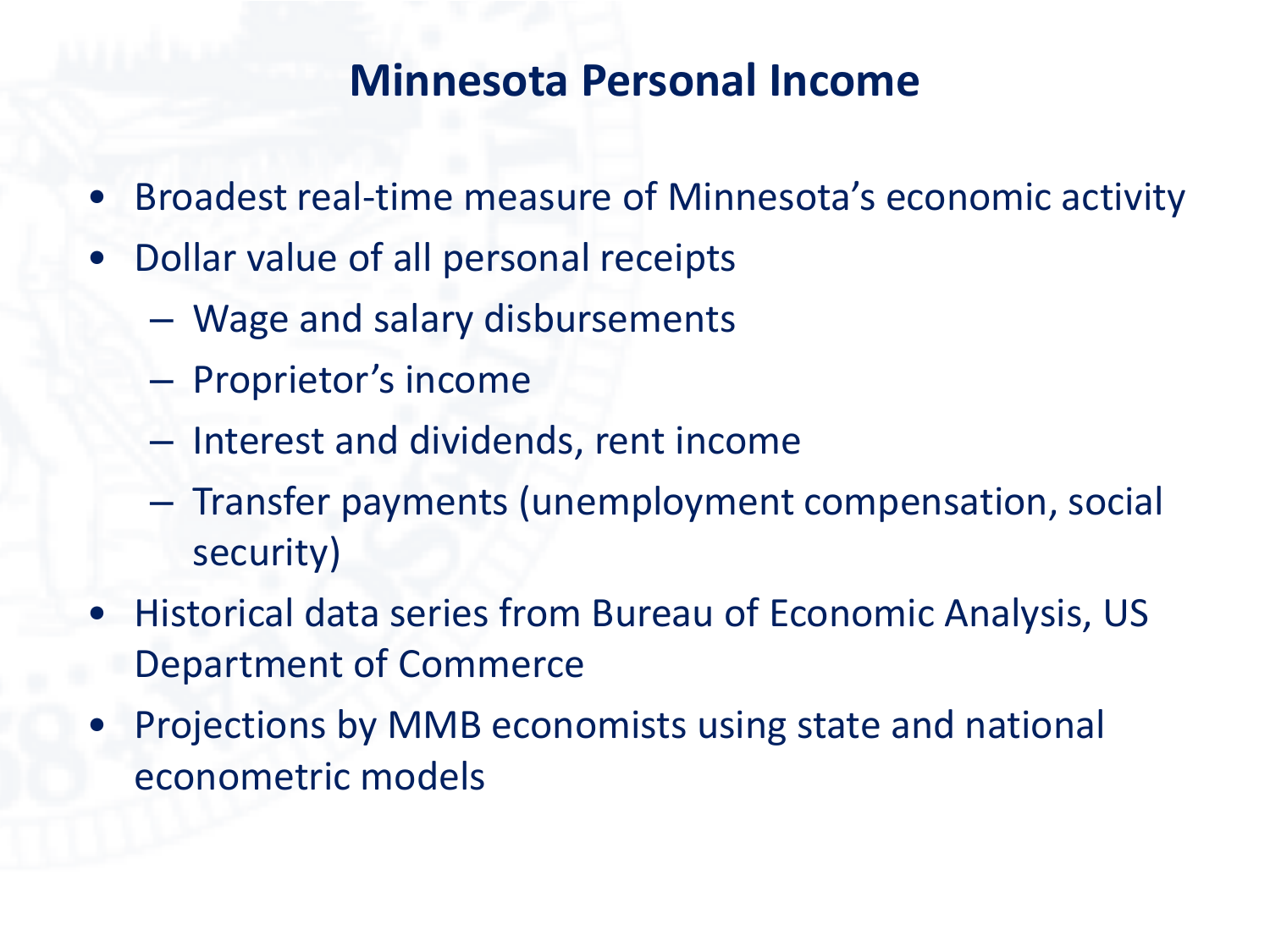# Minnesota Personal Income

- Broadest real-time measure of Minnesota's economic activity
- Dollar value of all personal receipts
  - Wage and salary disbursements
  - Proprietor's income
  - Interest and dividends, rent income
  - Transfer payments (unemployment compensation, social security)
- Historical data series from Bureau of Economic Analysis, US Department of Commerce
- Projections by MMB economists using state and national econometric models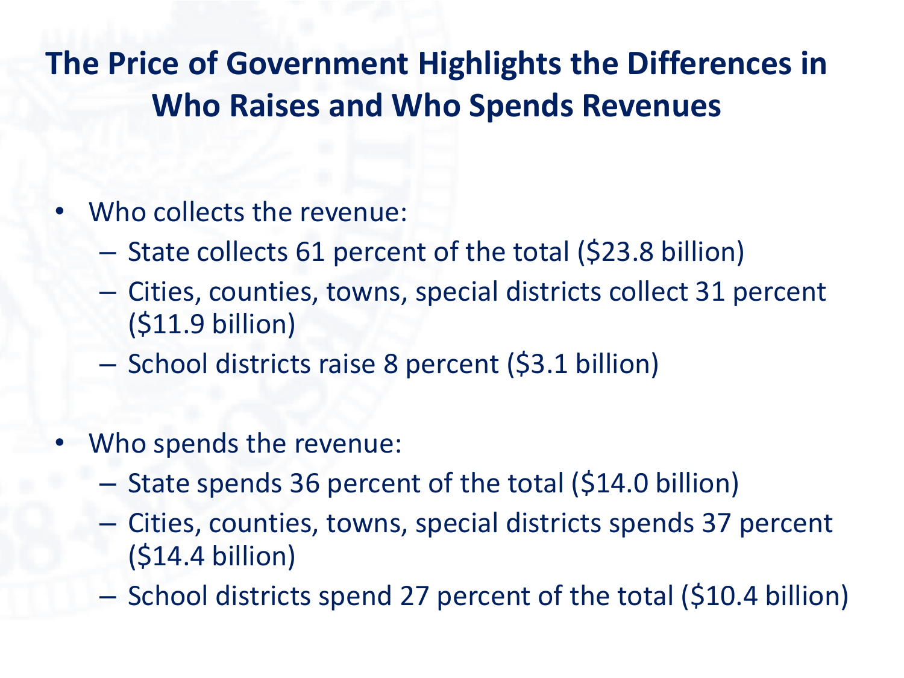# The Price of Government Highlights the Differences in Who Raises and Who Spends Revenues

- Who collects the revenue:
  - State collects 61 percent of the total ($23.8 billion)
  - Cities, counties, towns, special districts collect 31 percent ($11.9 billion)
  - School districts raise 8 percent ($3.1 billion)

- Who spends the revenue:
  - State spends 36 percent of the total ($14.0 billion)
  - Cities, counties, towns, special districts spends 37 percent ($14.4 billion)
  - School districts spend 27 percent of the total ($10.4 billion)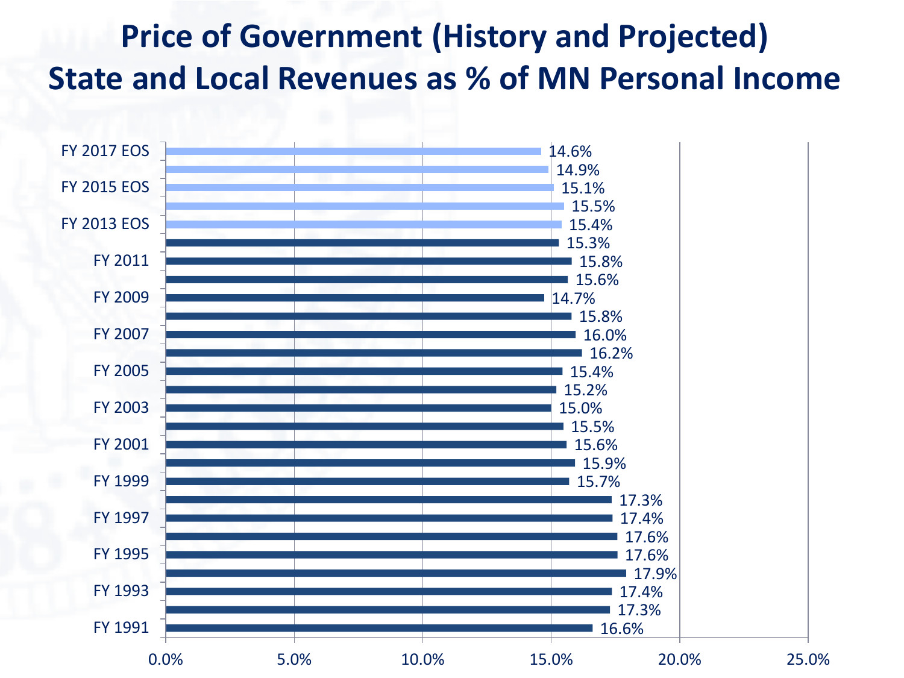# Price of Government (History and Projected)
## State and Local Revenues as % of MN Personal Income

| Fiscal Year | % of MN Personal Income |
|---|---|
| FY 2017 EOS | 14.6% |
| | 14.9% |
| FY 2015 EOS | 15.1% |
| | 15.5% |
| FY 2013 EOS | 15.4% |
| | 15.3% |
| FY 2011 | 15.8% |
| | 15.6% |
| FY 2009 | 14.7% |
| | 15.8% |
| FY 2007 | 16.0% |
| | 16.2% |
| FY 2005 | 15.4% |
| | 15.2% |
| FY 2003 | 15.0% |
| | 15.5% |
| FY 2001 | 15.6% |
| | 15.9% |
| FY 1999 | 15.7% |
| | 17.3% |
| FY 1997 | 17.4% |
| | 17.6% |
| FY 1995 | 17.6% |
| | 17.9% |
| FY 1993 | 17.4% |
| | 17.3% |
| FY 1991 | 16.6% |

X-axis: 0.0%, 5.0%, 10.0%, 15.0%, 20.0%, 25.0%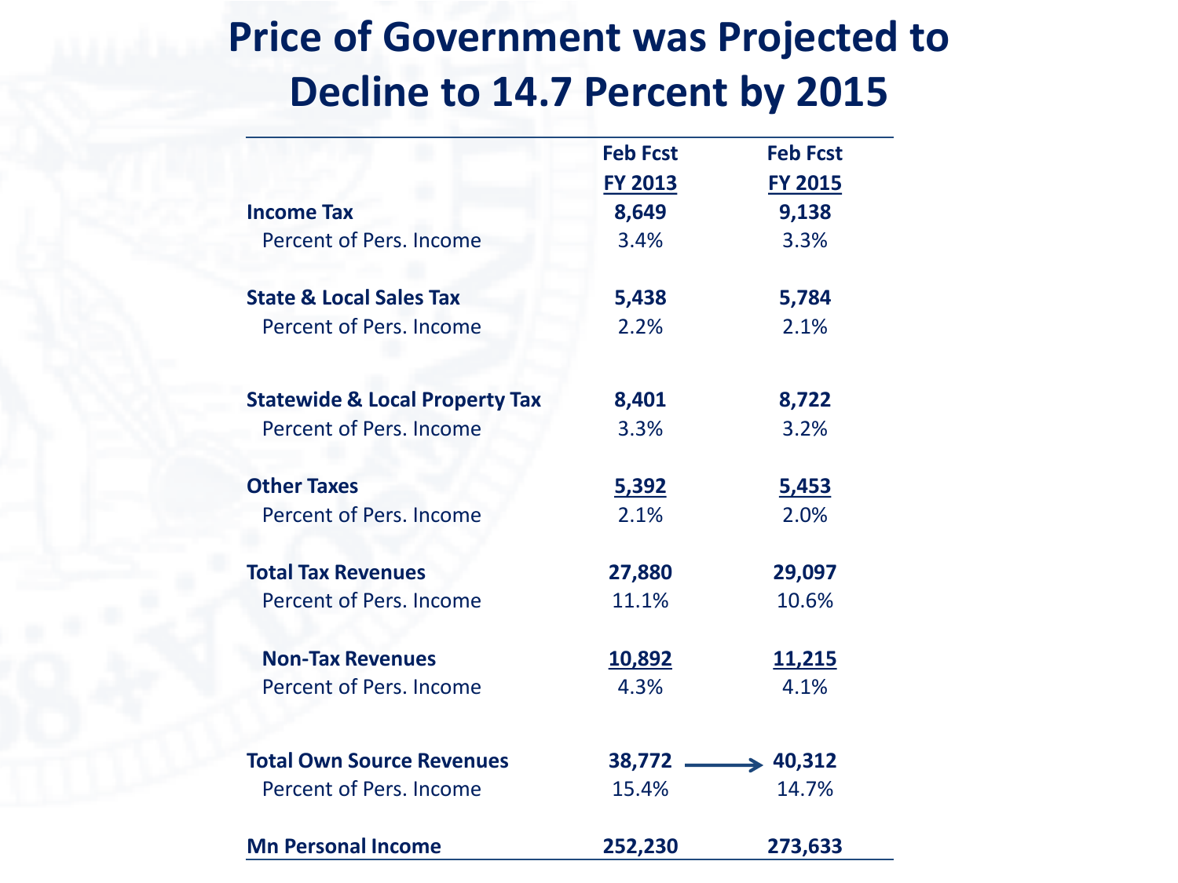# Price of Government was Projected to Decline to 14.7 Percent by 2015

| | Feb Fcst FY 2013 | Feb Fcst FY 2015 |
|---|---|---|
| **Income Tax** | **8,649** | **9,138** |
| Percent of Pers. Income | 3.4% | 3.3% |
| **State & Local Sales Tax** | **5,438** | **5,784** |
| Percent of Pers. Income | 2.2% | 2.1% |
| **Statewide & Local Property Tax** | **8,401** | **8,722** |
| Percent of Pers. Income | 3.3% | 3.2% |
| **Other Taxes** | **5,392** | **5,453** |
| Percent of Pers. Income | 2.1% | 2.0% |
| **Total Tax Revenues** | **27,880** | **29,097** |
| Percent of Pers. Income | 11.1% | 10.6% |
| **Non-Tax Revenues** | **10,892** | **11,215** |
| Percent of Pers. Income | 4.3% | 4.1% |
| **Total Own Source Revenues** | **38,772** → | **40,312** |
| Percent of Pers. Income | 15.4% | 14.7% |
| **Mn Personal Income** | **252,230** | **273,633** |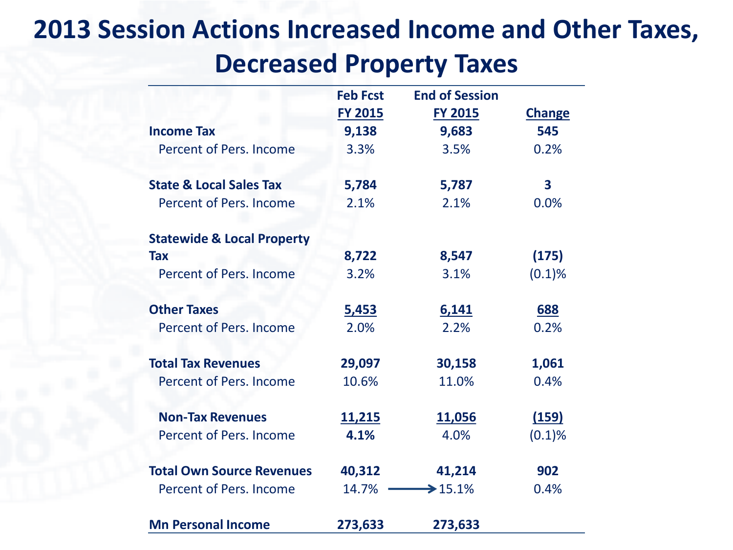# 2013 Session Actions Increased Income and Other Taxes, Decreased Property Taxes

| | Feb Fcst FY 2015 | End of Session FY 2015 | Change |
|---|---|---|---|
| **Income Tax** | **9,138** | **9,683** | **545** |
| Percent of Pers. Income | 3.3% | 3.5% | 0.2% |
| **State & Local Sales Tax** | **5,784** | **5,787** | **3** |
| Percent of Pers. Income | 2.1% | 2.1% | 0.0% |
| **Statewide & Local Property Tax** | **8,722** | **8,547** | **(175)** |
| Percent of Pers. Income | 3.2% | 3.1% | (0.1)% |
| **Other Taxes** | **5,453** | **6,141** | **688** |
| Percent of Pers. Income | 2.0% | 2.2% | 0.2% |
| **Total Tax Revenues** | **29,097** | **30,158** | **1,061** |
| Percent of Pers. Income | 10.6% | 11.0% | 0.4% |
| **Non-Tax Revenues** | **11,215** | **11,056** | **(159)** |
| Percent of Pers. Income | **4.1%** | 4.0% | (0.1)% |
| **Total Own Source Revenues** | **40,312** | **41,214** | **902** |
| Percent of Pers. Income | 14.7% → | 15.1% | 0.4% |
| **Mn Personal Income** | **273,633** | **273,633** | |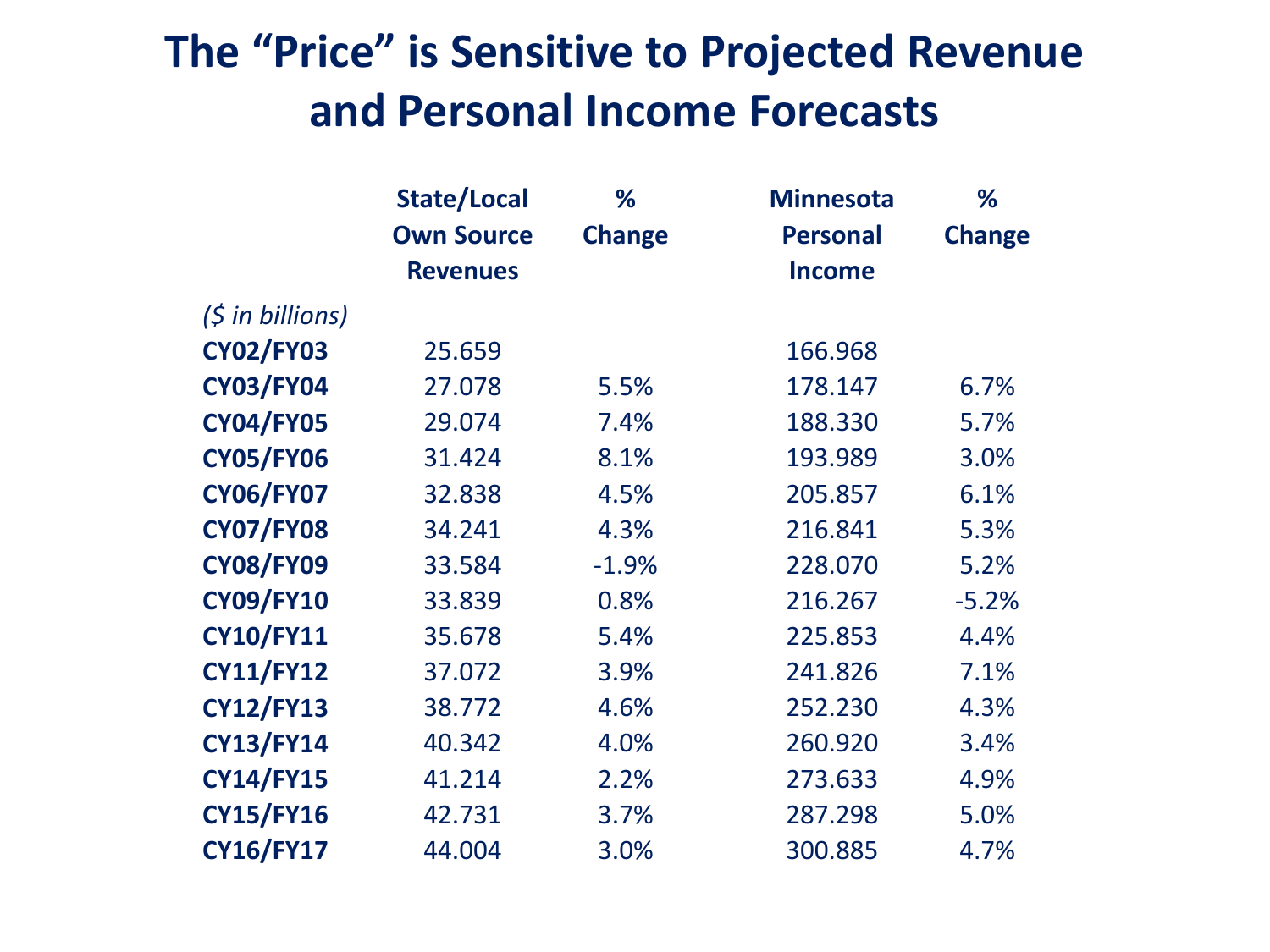# The "Price" is Sensitive to Projected Revenue and Personal Income Forecasts

| | State/Local Own Source Revenues | % Change | Minnesota Personal Income | % Change |
|---|---|---|---|---|
| *($ in billions)* | | | | |
| **CY02/FY03** | 25.659 | | 166.968 | |
| **CY03/FY04** | 27.078 | 5.5% | 178.147 | 6.7% |
| **CY04/FY05** | 29.074 | 7.4% | 188.330 | 5.7% |
| **CY05/FY06** | 31.424 | 8.1% | 193.989 | 3.0% |
| **CY06/FY07** | 32.838 | 4.5% | 205.857 | 6.1% |
| **CY07/FY08** | 34.241 | 4.3% | 216.841 | 5.3% |
| **CY08/FY09** | 33.584 | -1.9% | 228.070 | 5.2% |
| **CY09/FY10** | 33.839 | 0.8% | 216.267 | -5.2% |
| **CY10/FY11** | 35.678 | 5.4% | 225.853 | 4.4% |
| **CY11/FY12** | 37.072 | 3.9% | 241.826 | 7.1% |
| **CY12/FY13** | 38.772 | 4.6% | 252.230 | 4.3% |
| **CY13/FY14** | 40.342 | 4.0% | 260.920 | 3.4% |
| **CY14/FY15** | 41.214 | 2.2% | 273.633 | 4.9% |
| **CY15/FY16** | 42.731 | 3.7% | 287.298 | 5.0% |
| **CY16/FY17** | 44.004 | 3.0% | 300.885 | 4.7% |